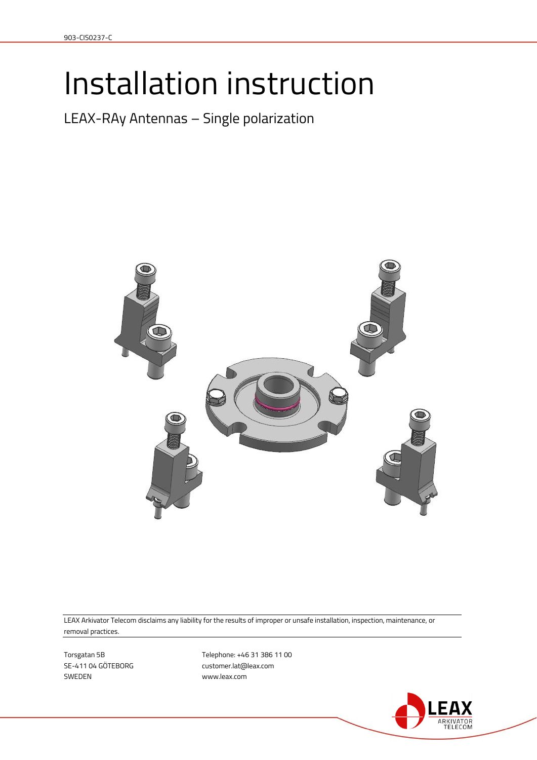# Installation instruction

## LEAX-RAy Antennas – Single polarization

LEAX Arkivator Telecom disclaims any liability for the results of improper or unsafe installation, inspection, maintenance, or removal practices.

Torsgatan 5B
SE-411 04 GÖTEBORG
SWEDEN

Telephone: +46 31 386 11 00
customer.lat@leax.com
www.leax.com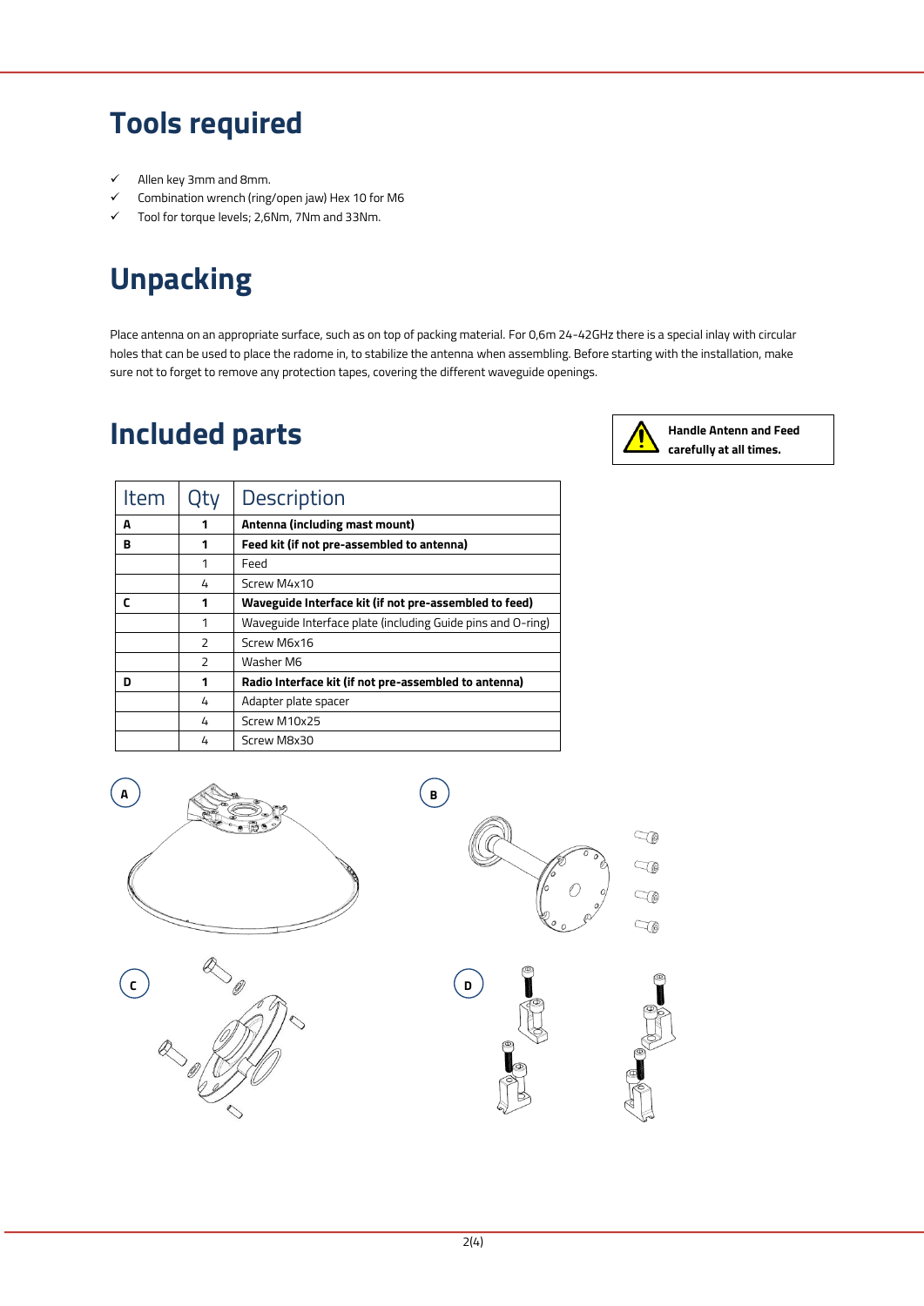# Tools required

- ✓ Allen key 3mm and 8mm.
- ✓ Combination wrench (ring/open jaw) Hex 10 for M6
- ✓ Tool for torque levels; 2,6Nm, 7Nm and 33Nm.

# Unpacking

Place antenna on an appropriate surface, such as on top of packing material. For 0,6m 24-42GHz there is a special inlay with circular holes that can be used to place the radome in, to stabilize the antenna when assembling. Before starting with the installation, make sure not to forget to remove any protection tapes, covering the different waveguide openings.

# Included parts

**Handle Antenn and Feed carefully at all times.**

| Item | Qty | Description |
|---|---|---|
| **A** | **1** | **Antenna (including mast mount)** |
| **B** | **1** | **Feed kit (if not pre-assembled to antenna)** |
| | 1 | Feed |
| | 4 | Screw M4x10 |
| **C** | **1** | **Waveguide Interface kit (if not pre-assembled to feed)** |
| | 1 | Waveguide Interface plate (including Guide pins and O-ring) |
| | 2 | Screw M6x16 |
| | 2 | Washer M6 |
| **D** | **1** | **Radio Interface kit (if not pre-assembled to antenna)** |
| | 4 | Adapter plate spacer |
| | 4 | Screw M10x25 |
| | 4 | Screw M8x30 |

A

B

C

D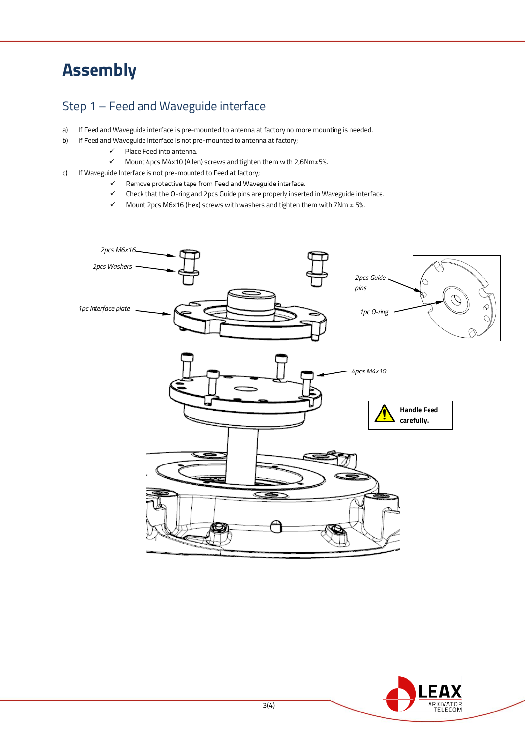# Assembly

## Step 1 – Feed and Waveguide interface

a) If Feed and Waveguide interface is pre-mounted to antenna at factory no more mounting is needed.

b) If Feed and Waveguide interface is not pre-mounted to antenna at factory;
   - ✓ Place Feed into antenna.
   - ✓ Mount 4pcs M4x10 (Allen) screws and tighten them with 2,6Nm±5%.

c) If Waveguide Interface is not pre-mounted to Feed at factory;
   - ✓ Remove protective tape from Feed and Waveguide interface.
   - ✓ Check that the O-ring and 2pcs Guide pins are properly inserted in Waveguide interface.
   - ✓ Mount 2pcs M6x16 (Hex) screws with washers and tighten them with 7Nm ± 5%.

*2pcs M6x16*

*2pcs Washers*

*1pc Interface plate*

*2pcs Guide pins*

*1pc O-ring*

*4pcs M4x10*

**Handle Feed carefully.**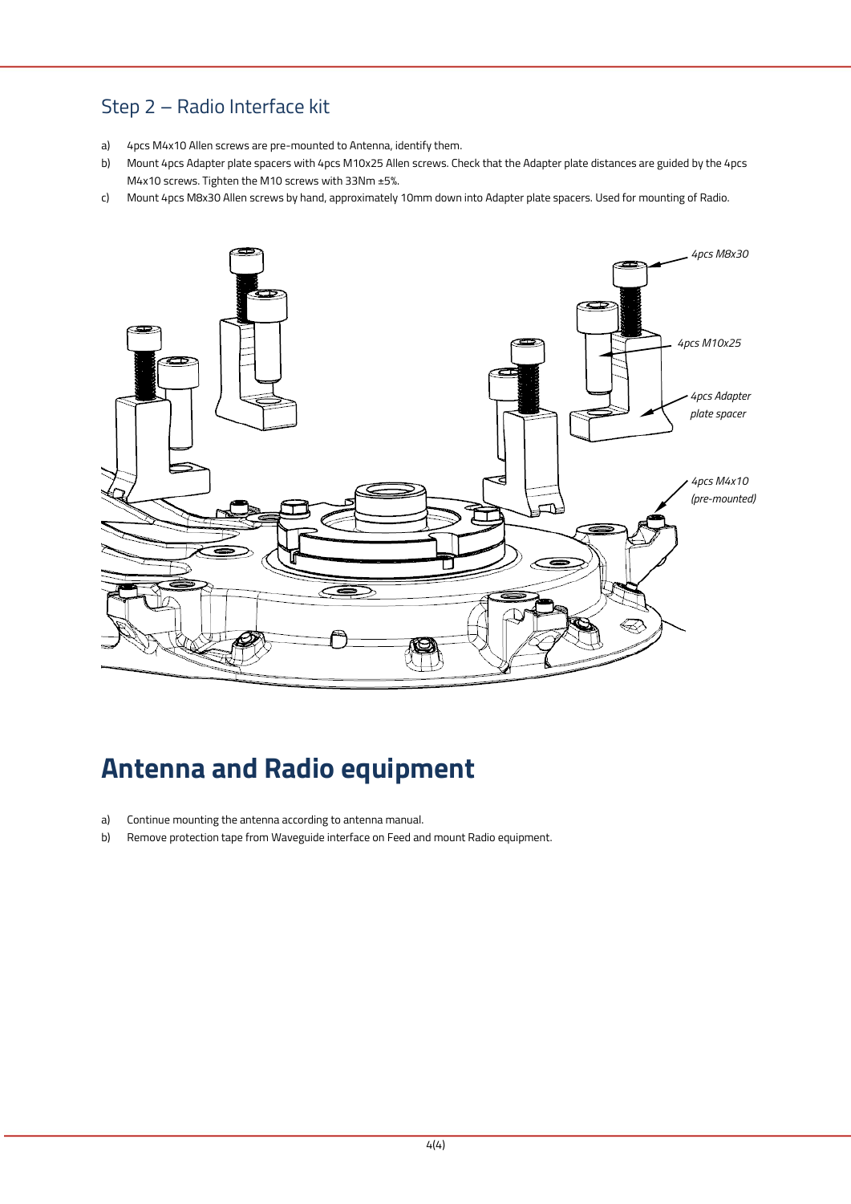## Step 2 – Radio Interface kit

a) 4pcs M4x10 Allen screws are pre-mounted to Antenna, identify them.

b) Mount 4pcs Adapter plate spacers with 4pcs M10x25 Allen screws. Check that the Adapter plate distances are guided by the 4pcs M4x10 screws. Tighten the M10 screws with 33Nm ±5%.

c) Mount 4pcs M8x30 Allen screws by hand, approximately 10mm down into Adapter plate spacers. Used for mounting of Radio.

*4pcs M8x30*

*4pcs M10x25*

*4pcs Adapter plate spacer*

*4pcs M4x10 (pre-mounted)*

# Antenna and Radio equipment

a) Continue mounting the antenna according to antenna manual.

b) Remove protection tape from Waveguide interface on Feed and mount Radio equipment.